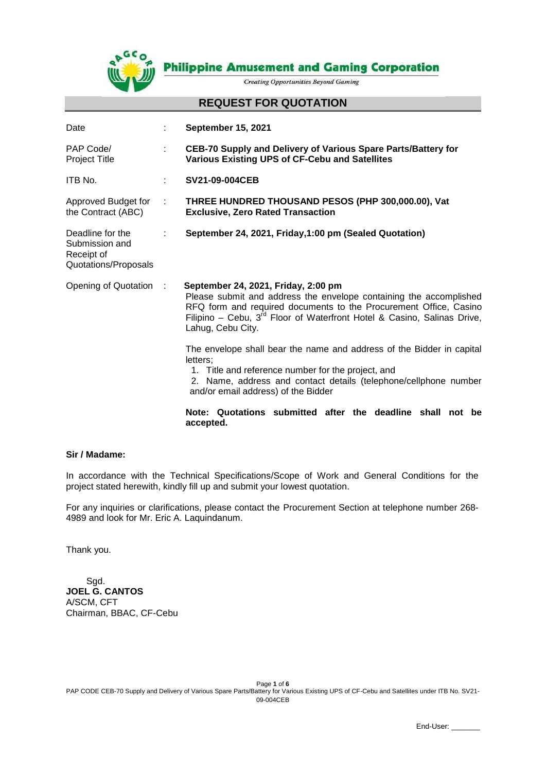**Philippine Amusement and Gaming Corporation**

*Creating Opportunities Beyond Gaming*

# REQUEST FOR QUOTATION

| | | |
|---|---|---|
| Date | : | **September 15, 2021** |
| PAP Code/ Project Title | : | **CEB-70 Supply and Delivery of Various Spare Parts/Battery for Various Existing UPS of CF-Cebu and Satellites** |
| ITB No. | : | **SV21-09-004CEB** |
| Approved Budget for the Contract (ABC) | : | **THREE HUNDRED THOUSAND PESOS (PHP 300,000.00), Vat Exclusive, Zero Rated Transaction** |
| Deadline for the Submission and Receipt of Quotations/Proposals | : | **September 24, 2021, Friday,1:00 pm (Sealed Quotation)** |
| Opening of Quotation | : | **September 24, 2021, Friday, 2:00 pm** |

Please submit and address the envelope containing the accomplished RFQ form and required documents to the Procurement Office, Casino Filipino – Cebu, 3rd Floor of Waterfront Hotel & Casino, Salinas Drive, Lahug, Cebu City.

The envelope shall bear the name and address of the Bidder in capital letters;

1. Title and reference number for the project, and
2. Name, address and contact details (telephone/cellphone number and/or email address) of the Bidder

**Note: Quotations submitted after the deadline shall not be accepted.**

**Sir / Madame:**

In accordance with the Technical Specifications/Scope of Work and General Conditions for the project stated herewith, kindly fill up and submit your lowest quotation.

For any inquiries or clarifications, please contact the Procurement Section at telephone number 268-4989 and look for Mr. Eric A. Laquindanum.

Thank you.

Sgd.
**JOEL G. CANTOS**
A/SCM, CFT
Chairman, BBAC, CF-Cebu

End-User: _______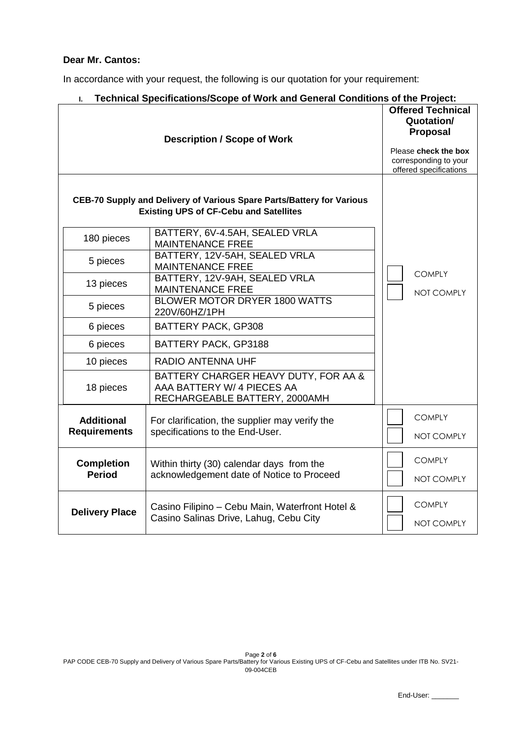**Dear Mr. Cantos:**

In accordance with your request, the following is our quotation for your requirement:

I. **Technical Specifications/Scope of Work and General Conditions of the Project:**

| Description / Scope of Work | | Offered Technical Quotation/ Proposal<br>Please **check the box** corresponding to your offered specifications |
|---|---|---|
| **CEB-70 Supply and Delivery of Various Spare Parts/Battery for Various Existing UPS of CF-Cebu and Satellites** | | ☐ COMPLY<br>☐ NOT COMPLY |
| 180 pieces | BATTERY, 6V-4.5AH, SEALED VRLA MAINTENANCE FREE | |
| 5 pieces | BATTERY, 12V-5AH, SEALED VRLA MAINTENANCE FREE | |
| 13 pieces | BATTERY, 12V-9AH, SEALED VRLA MAINTENANCE FREE | |
| 5 pieces | BLOWER MOTOR DRYER 1800 WATTS 220V/60HZ/1PH | |
| 6 pieces | BATTERY PACK, GP308 | |
| 6 pieces | BATTERY PACK, GP3188 | |
| 10 pieces | RADIO ANTENNA UHF | |
| 18 pieces | BATTERY CHARGER HEAVY DUTY, FOR AA & AAA BATTERY W/ 4 PIECES AA RECHARGEABLE BATTERY, 2000AMH | |
| **Additional Requirements** | For clarification, the supplier may verify the specifications to the End-User. | ☐ COMPLY<br>☐ NOT COMPLY |
| **Completion Period** | Within thirty (30) calendar days from the acknowledgement date of Notice to Proceed | ☐ COMPLY<br>☐ NOT COMPLY |
| **Delivery Place** | Casino Filipino – Cebu Main, Waterfront Hotel & Casino Salinas Drive, Lahug, Cebu City | ☐ COMPLY<br>☐ NOT COMPLY |

End-User: _______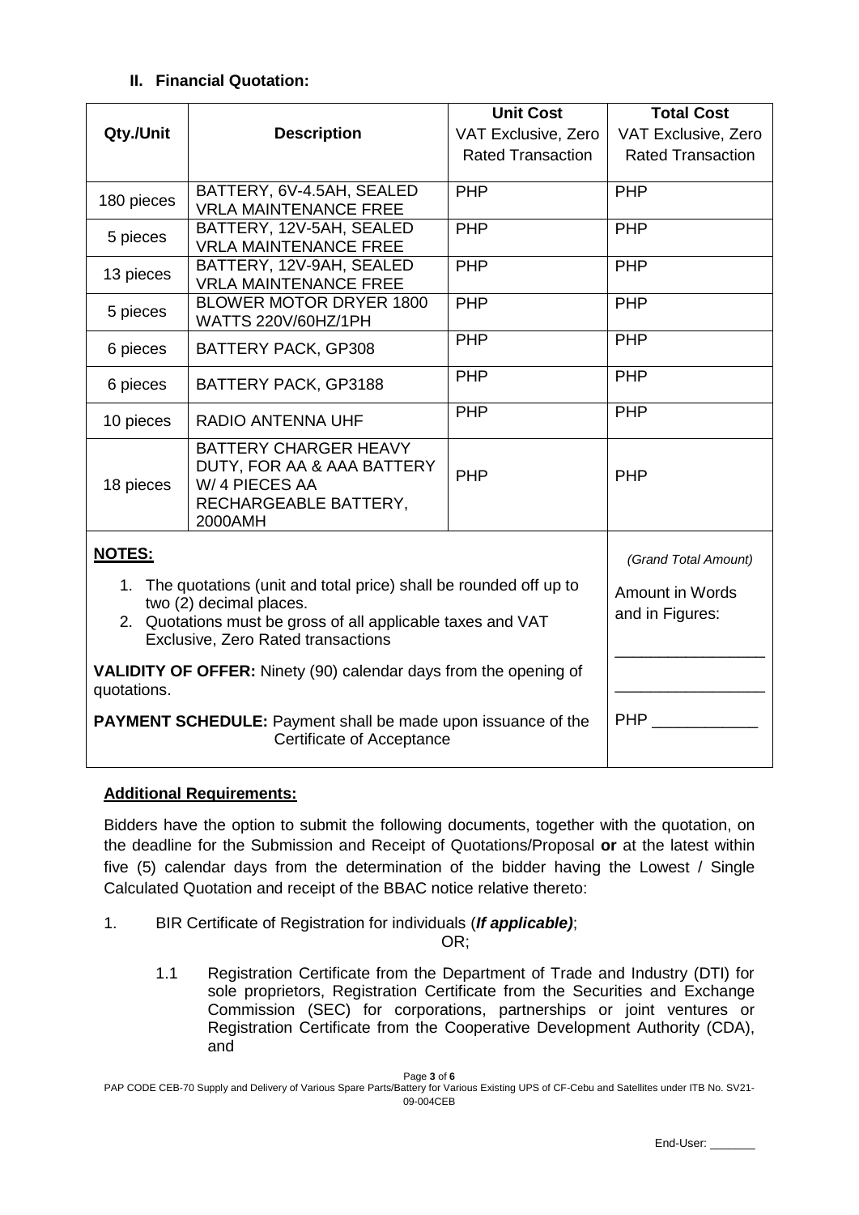## II. Financial Quotation:

| Qty./Unit | Description | Unit Cost VAT Exclusive, Zero Rated Transaction | Total Cost VAT Exclusive, Zero Rated Transaction |
|---|---|---|---|
| 180 pieces | BATTERY, 6V-4.5AH, SEALED VRLA MAINTENANCE FREE | PHP | PHP |
| 5 pieces | BATTERY, 12V-5AH, SEALED VRLA MAINTENANCE FREE | PHP | PHP |
| 13 pieces | BATTERY, 12V-9AH, SEALED VRLA MAINTENANCE FREE | PHP | PHP |
| 5 pieces | BLOWER MOTOR DRYER 1800 WATTS 220V/60HZ/1PH | PHP | PHP |
| 6 pieces | BATTERY PACK, GP308 | PHP | PHP |
| 6 pieces | BATTERY PACK, GP3188 | PHP | PHP |
| 10 pieces | RADIO ANTENNA UHF | PHP | PHP |
| 18 pieces | BATTERY CHARGER HEAVY DUTY, FOR AA & AAA BATTERY W/ 4 PIECES AA RECHARGEABLE BATTERY, 2000AMH | PHP | PHP |

**NOTES:**

1. The quotations (unit and total price) shall be rounded off up to two (2) decimal places.
2. Quotations must be gross of all applicable taxes and VAT Exclusive, Zero Rated transactions

**VALIDITY OF OFFER:** Ninety (90) calendar days from the opening of quotations.

**PAYMENT SCHEDULE:** Payment shall be made upon issuance of the Certificate of Acceptance

*(Grand Total Amount)*

Amount in Words and in Figures:

\_\_\_\_\_\_\_\_\_\_\_\_\_\_\_\_\_

\_\_\_\_\_\_\_\_\_\_\_\_\_\_\_\_\_

PHP \_\_\_\_\_\_\_\_\_\_\_\_

**Additional Requirements:**

Bidders have the option to submit the following documents, together with the quotation, on the deadline for the Submission and Receipt of Quotations/Proposal **or** at the latest within five (5) calendar days from the determination of the bidder having the Lowest / Single Calculated Quotation and receipt of the BBAC notice relative thereto:

1. BIR Certificate of Registration for individuals (***If applicable)***;

OR;

1.1 Registration Certificate from the Department of Trade and Industry (DTI) for sole proprietors, Registration Certificate from the Securities and Exchange Commission (SEC) for corporations, partnerships or joint ventures or Registration Certificate from the Cooperative Development Authority (CDA), and

End-User: \_\_\_\_\_\_\_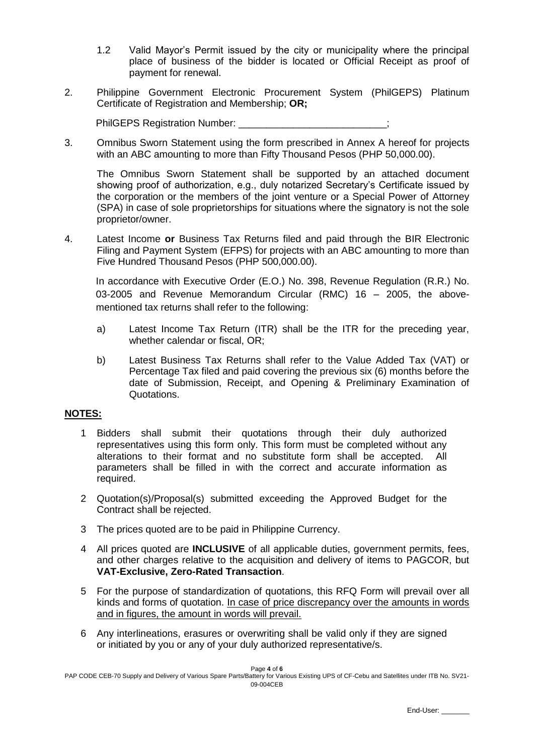1.2 Valid Mayor's Permit issued by the city or municipality where the principal place of business of the bidder is located or Official Receipt as proof of payment for renewal.

2. Philippine Government Electronic Procurement System (PhilGEPS) Platinum Certificate of Registration and Membership; **OR;**

   PhilGEPS Registration Number: ___________________________;

3. Omnibus Sworn Statement using the form prescribed in Annex A hereof for projects with an ABC amounting to more than Fifty Thousand Pesos (PHP 50,000.00).

   The Omnibus Sworn Statement shall be supported by an attached document showing proof of authorization, e.g., duly notarized Secretary's Certificate issued by the corporation or the members of the joint venture or a Special Power of Attorney (SPA) in case of sole proprietorships for situations where the signatory is not the sole proprietor/owner.

4. Latest Income **or** Business Tax Returns filed and paid through the BIR Electronic Filing and Payment System (EFPS) for projects with an ABC amounting to more than Five Hundred Thousand Pesos (PHP 500,000.00).

   In accordance with Executive Order (E.O.) No. 398, Revenue Regulation (R.R.) No. 03-2005 and Revenue Memorandum Circular (RMC) 16 – 2005, the above-mentioned tax returns shall refer to the following:

   a) Latest Income Tax Return (ITR) shall be the ITR for the preceding year, whether calendar or fiscal, OR;

   b) Latest Business Tax Returns shall refer to the Value Added Tax (VAT) or Percentage Tax filed and paid covering the previous six (6) months before the date of Submission, Receipt, and Opening & Preliminary Examination of Quotations.

**NOTES:**

1 Bidders shall submit their quotations through their duly authorized representatives using this form only. This form must be completed without any alterations to their format and no substitute form shall be accepted. All parameters shall be filled in with the correct and accurate information as required.

2 Quotation(s)/Proposal(s) submitted exceeding the Approved Budget for the Contract shall be rejected.

3 The prices quoted are to be paid in Philippine Currency.

4 All prices quoted are **INCLUSIVE** of all applicable duties, government permits, fees, and other charges relative to the acquisition and delivery of items to PAGCOR, but **VAT-Exclusive, Zero-Rated Transaction**.

5 For the purpose of standardization of quotations, this RFQ Form will prevail over all kinds and forms of quotation. In case of price discrepancy over the amounts in words and in figures, the amount in words will prevail.

6 Any interlineations, erasures or overwriting shall be valid only if they are signed or initiated by you or any of your duly authorized representative/s.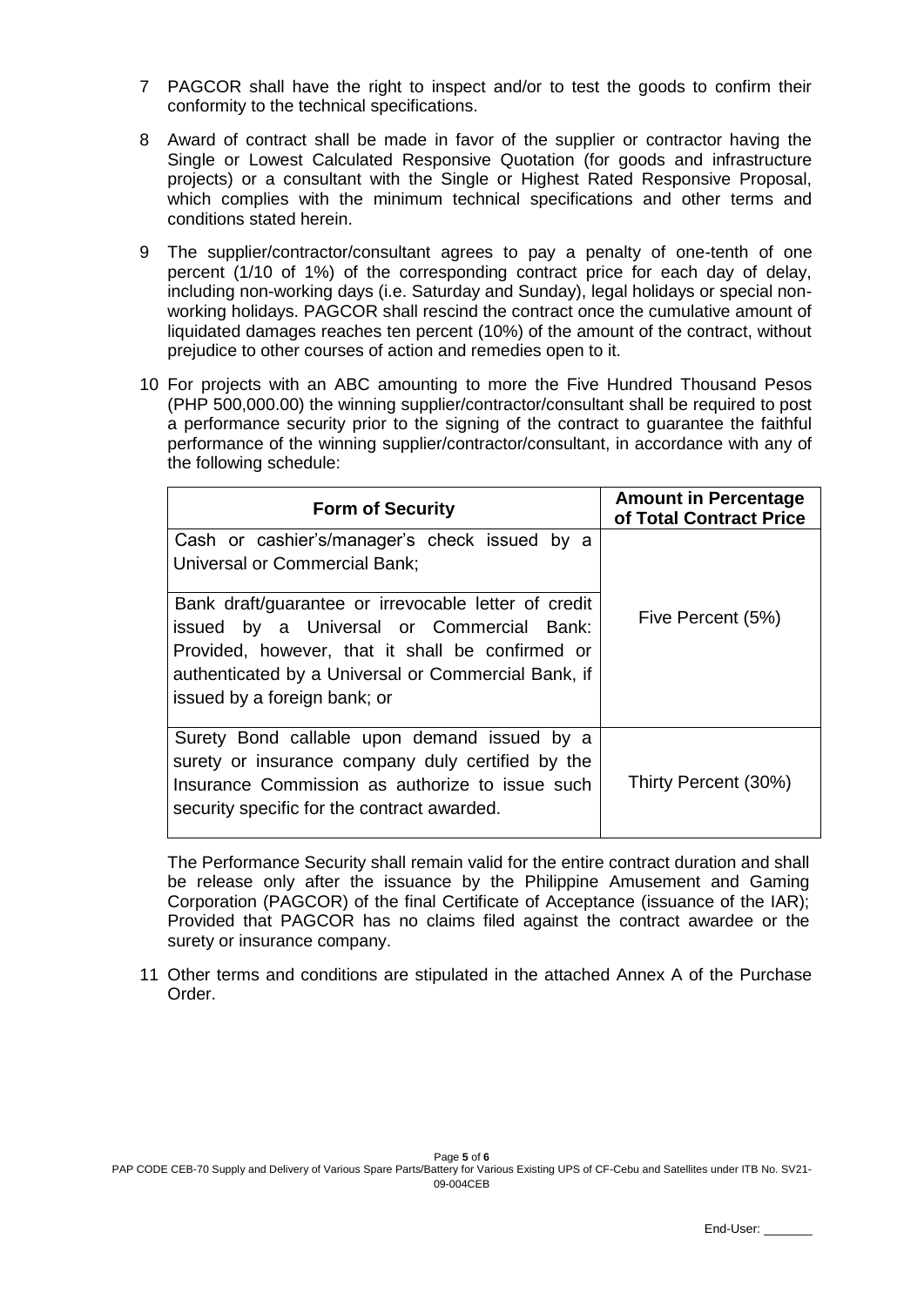7 PAGCOR shall have the right to inspect and/or to test the goods to confirm their conformity to the technical specifications.

8 Award of contract shall be made in favor of the supplier or contractor having the Single or Lowest Calculated Responsive Quotation (for goods and infrastructure projects) or a consultant with the Single or Highest Rated Responsive Proposal, which complies with the minimum technical specifications and other terms and conditions stated herein.

9 The supplier/contractor/consultant agrees to pay a penalty of one-tenth of one percent (1/10 of 1%) of the corresponding contract price for each day of delay, including non-working days (i.e. Saturday and Sunday), legal holidays or special non-working holidays. PAGCOR shall rescind the contract once the cumulative amount of liquidated damages reaches ten percent (10%) of the amount of the contract, without prejudice to other courses of action and remedies open to it.

10 For projects with an ABC amounting to more the Five Hundred Thousand Pesos (PHP 500,000.00) the winning supplier/contractor/consultant shall be required to post a performance security prior to the signing of the contract to guarantee the faithful performance of the winning supplier/contractor/consultant, in accordance with any of the following schedule:

| Form of Security | Amount in Percentage of Total Contract Price |
|---|---|
| Cash or cashier's/manager's check issued by a Universal or Commercial Bank;<br><br>Bank draft/guarantee or irrevocable letter of credit issued by a Universal or Commercial Bank: Provided, however, that it shall be confirmed or authenticated by a Universal or Commercial Bank, if issued by a foreign bank; or | Five Percent (5%) |
| Surety Bond callable upon demand issued by a surety or insurance company duly certified by the Insurance Commission as authorize to issue such security specific for the contract awarded. | Thirty Percent (30%) |

The Performance Security shall remain valid for the entire contract duration and shall be release only after the issuance by the Philippine Amusement and Gaming Corporation (PAGCOR) of the final Certificate of Acceptance (issuance of the IAR); Provided that PAGCOR has no claims filed against the contract awardee or the surety or insurance company.

11 Other terms and conditions are stipulated in the attached Annex A of the Purchase Order.

PAP CODE CEB-70 Supply and Delivery of Various Spare Parts/Battery for Various Existing UPS of CF-Cebu and Satellites under ITB No. SV21-09-004CEB

End-User: _______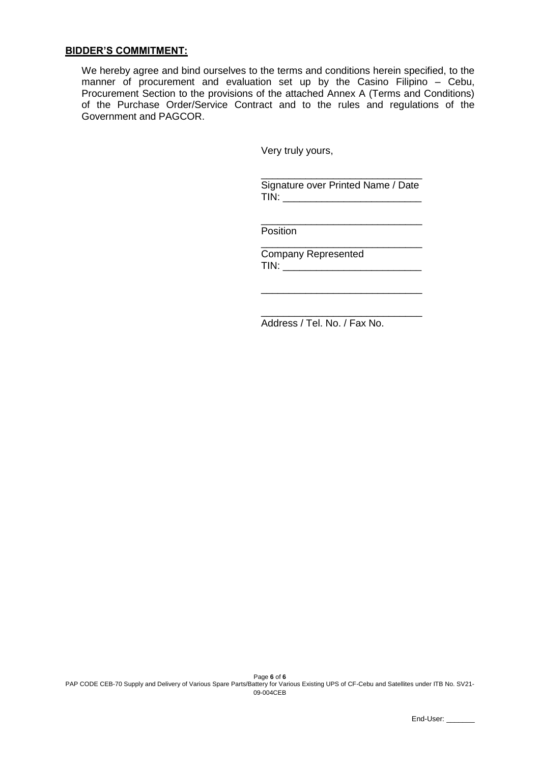**BIDDER'S COMMITMENT:**

We hereby agree and bind ourselves to the terms and conditions herein specified, to the manner of procurement and evaluation set up by the Casino Filipino – Cebu, Procurement Section to the provisions of the attached Annex A (Terms and Conditions) of the Purchase Order/Service Contract and to the rules and regulations of the Government and PAGCOR.

Very truly yours,

______________________________
Signature over Printed Name / Date
TIN: _________________________

______________________________
Position

______________________________
Company Represented
TIN: _________________________

______________________________

______________________________
Address / Tel. No. / Fax No.

PAP CODE CEB-70 Supply and Delivery of Various Spare Parts/Battery for Various Existing UPS of CF-Cebu and Satellites under ITB No. SV21-09-004CEB

End-User: _______